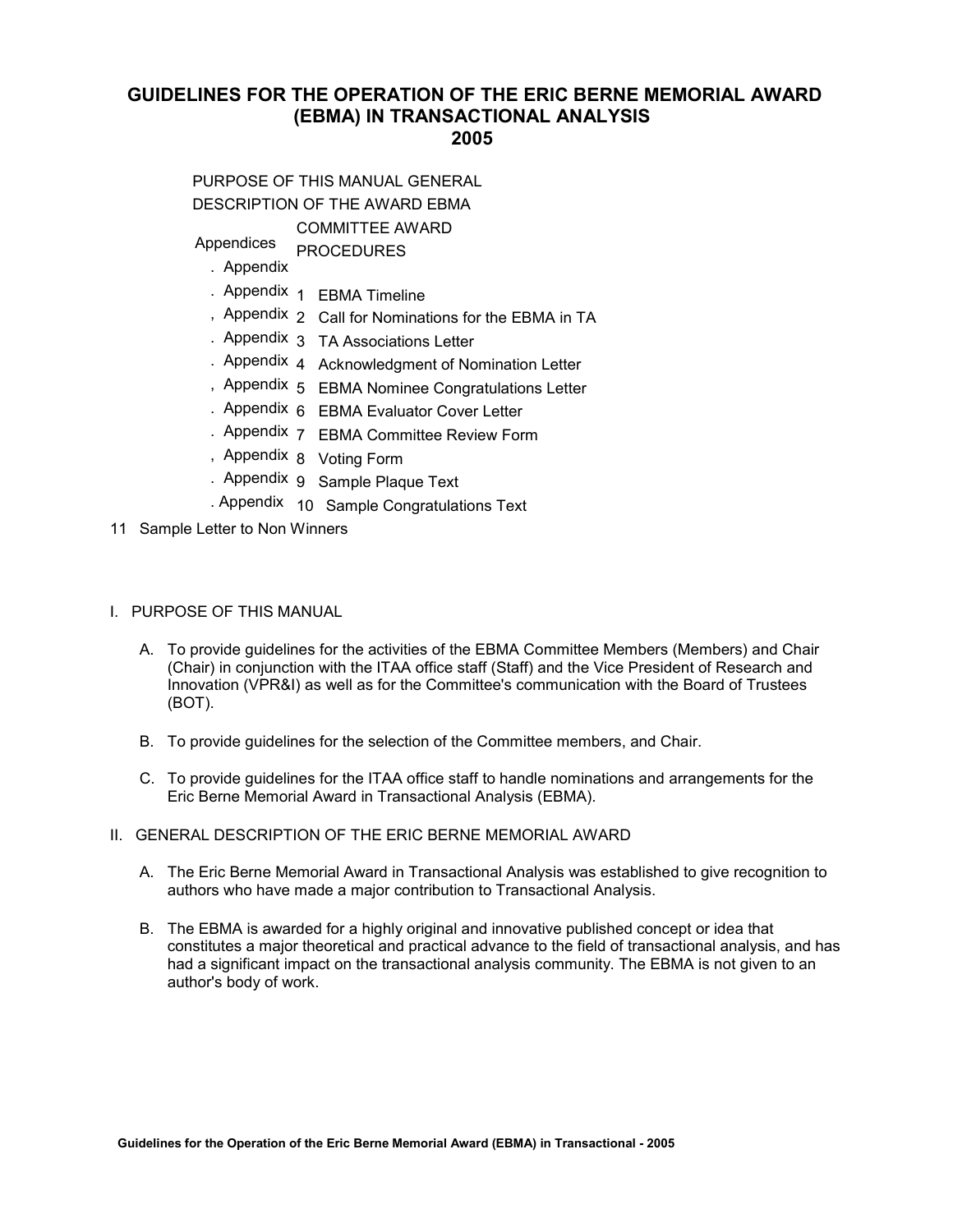# GUIDELINES FOR THE OPERATION OF THE ERIC BERNE MEMORIAL AWARD (EBMA) IN TRANSACTIONAL ANALYSIS 2005

PURPOSE OF THIS MANUAL GENERAL
DESCRIPTION OF THE AWARD EBMA
COMMITTEE AWARD
PROCEDURES

Appendices

- Appendix
- Appendix 1 EBMA Timeline
- Appendix 2 Call for Nominations for the EBMA in TA
- Appendix 3 TA Associations Letter
- Appendix 4 Acknowledgment of Nomination Letter
- Appendix 5 EBMA Nominee Congratulations Letter
- Appendix 6 EBMA Evaluator Cover Letter
- Appendix 7 EBMA Committee Review Form
- Appendix 8 Voting Form
- Appendix 9 Sample Plaque Text
- Appendix 10 Sample Congratulations Text

11 Sample Letter to Non Winners

## I. PURPOSE OF THIS MANUAL

A. To provide guidelines for the activities of the EBMA Committee Members (Members) and Chair (Chair) in conjunction with the ITAA office staff (Staff) and the Vice President of Research and Innovation (VPR&I) as well as for the Committee's communication with the Board of Trustees (BOT).

B. To provide guidelines for the selection of the Committee members, and Chair.

C. To provide guidelines for the ITAA office staff to handle nominations and arrangements for the Eric Berne Memorial Award in Transactional Analysis (EBMA).

## II. GENERAL DESCRIPTION OF THE ERIC BERNE MEMORIAL AWARD

A. The Eric Berne Memorial Award in Transactional Analysis was established to give recognition to authors who have made a major contribution to Transactional Analysis.

B. The EBMA is awarded for a highly original and innovative published concept or idea that constitutes a major theoretical and practical advance to the field of transactional analysis, and has had a significant impact on the transactional analysis community. The EBMA is not given to an author's body of work.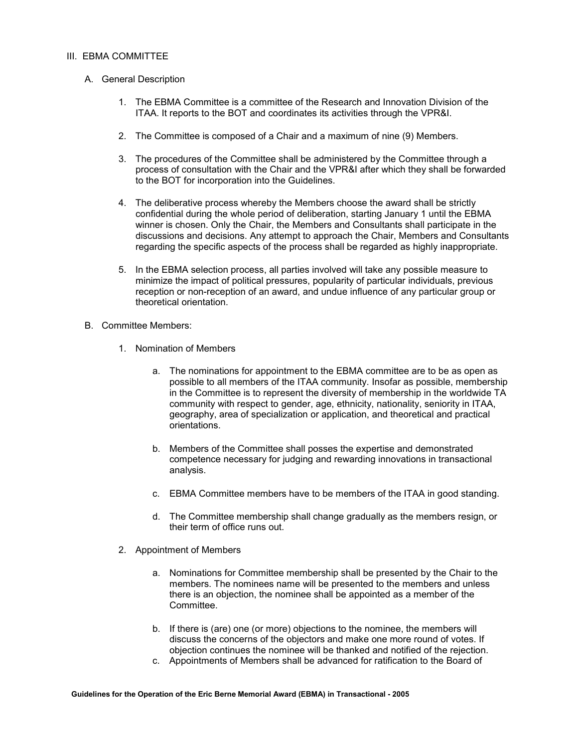## III. EBMA COMMITTEE

### A. General Description

1. The EBMA Committee is a committee of the Research and Innovation Division of the ITAA. It reports to the BOT and coordinates its activities through the VPR&I.

2. The Committee is composed of a Chair and a maximum of nine (9) Members.

3. The procedures of the Committee shall be administered by the Committee through a process of consultation with the Chair and the VPR&I after which they shall be forwarded to the BOT for incorporation into the Guidelines.

4. The deliberative process whereby the Members choose the award shall be strictly confidential during the whole period of deliberation, starting January 1 until the EBMA winner is chosen. Only the Chair, the Members and Consultants shall participate in the discussions and decisions. Any attempt to approach the Chair, Members and Consultants regarding the specific aspects of the process shall be regarded as highly inappropriate.

5. In the EBMA selection process, all parties involved will take any possible measure to minimize the impact of political pressures, popularity of particular individuals, previous reception or non-reception of an award, and undue influence of any particular group or theoretical orientation.

### B. Committee Members:

1. Nomination of Members

   a. The nominations for appointment to the EBMA committee are to be as open as possible to all members of the ITAA community. Insofar as possible, membership in the Committee is to represent the diversity of membership in the worldwide TA community with respect to gender, age, ethnicity, nationality, seniority in ITAA, geography, area of specialization or application, and theoretical and practical orientations.

   b. Members of the Committee shall posses the expertise and demonstrated competence necessary for judging and rewarding innovations in transactional analysis.

   c. EBMA Committee members have to be members of the ITAA in good standing.

   d. The Committee membership shall change gradually as the members resign, or their term of office runs out.

2. Appointment of Members

   a. Nominations for Committee membership shall be presented by the Chair to the members. The nominees name will be presented to the members and unless there is an objection, the nominee shall be appointed as a member of the Committee.

   b. If there is (are) one (or more) objections to the nominee, the members will discuss the concerns of the objectors and make one more round of votes. If objection continues the nominee will be thanked and notified of the rejection.

   c. Appointments of Members shall be advanced for ratification to the Board of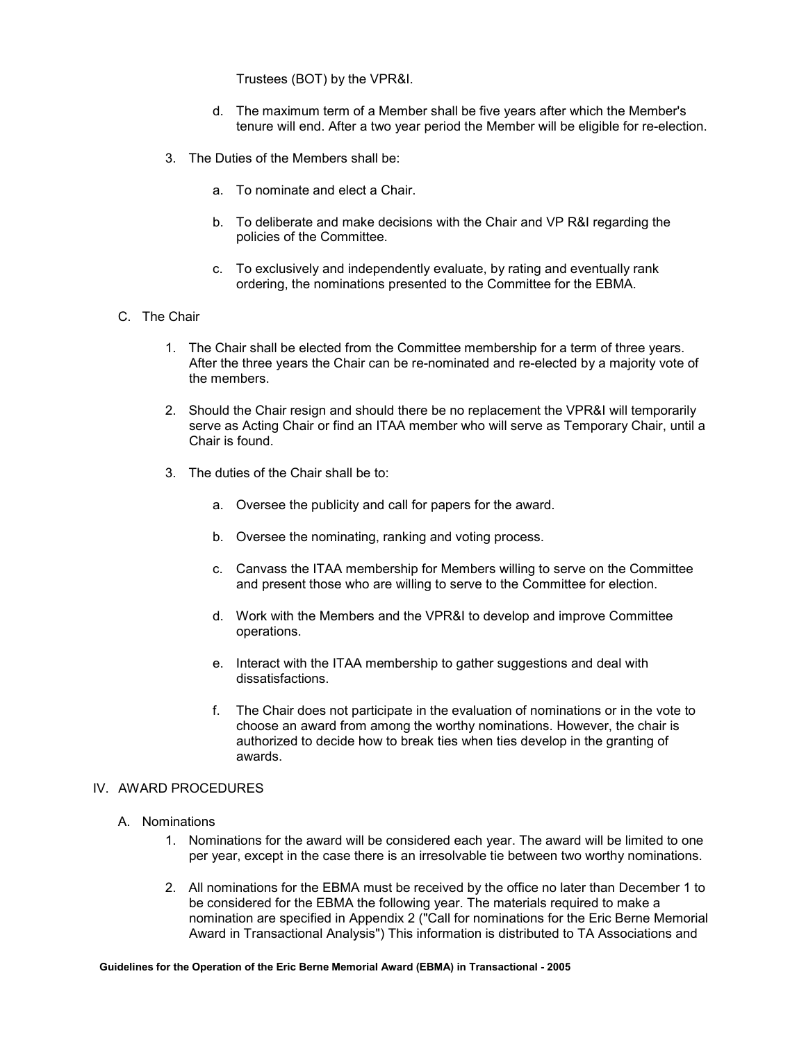Trustees (BOT) by the VPR&I.

   d. The maximum term of a Member shall be five years after which the Member's tenure will end. After a two year period the Member will be eligible for re-election.

3. The Duties of the Members shall be:

   a. To nominate and elect a Chair.

   b. To deliberate and make decisions with the Chair and VP R&I regarding the policies of the Committee.

   c. To exclusively and independently evaluate, by rating and eventually rank ordering, the nominations presented to the Committee for the EBMA.

C. The Chair

1. The Chair shall be elected from the Committee membership for a term of three years. After the three years the Chair can be re-nominated and re-elected by a majority vote of the members.

2. Should the Chair resign and should there be no replacement the VPR&I will temporarily serve as Acting Chair or find an ITAA member who will serve as Temporary Chair, until a Chair is found.

3. The duties of the Chair shall be to:

   a. Oversee the publicity and call for papers for the award.

   b. Oversee the nominating, ranking and voting process.

   c. Canvass the ITAA membership for Members willing to serve on the Committee and present those who are willing to serve to the Committee for election.

   d. Work with the Members and the VPR&I to develop and improve Committee operations.

   e. Interact with the ITAA membership to gather suggestions and deal with dissatisfactions.

   f. The Chair does not participate in the evaluation of nominations or in the vote to choose an award from among the worthy nominations. However, the chair is authorized to decide how to break ties when ties develop in the granting of awards.

## IV. AWARD PROCEDURES

A. Nominations

1. Nominations for the award will be considered each year. The award will be limited to one per year, except in the case there is an irresolvable tie between two worthy nominations.

2. All nominations for the EBMA must be received by the office no later than December 1 to be considered for the EBMA the following year. The materials required to make a nomination are specified in Appendix 2 ("Call for nominations for the Eric Berne Memorial Award in Transactional Analysis") This information is distributed to TA Associations and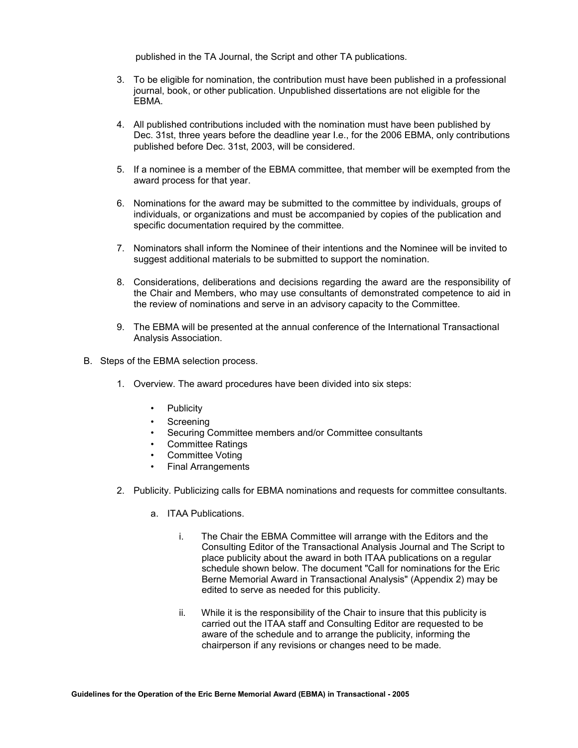published in the TA Journal, the Script and other TA publications.

3. To be eligible for nomination, the contribution must have been published in a professional journal, book, or other publication. Unpublished dissertations are not eligible for the EBMA.

4. All published contributions included with the nomination must have been published by Dec. 31st, three years before the deadline year I.e., for the 2006 EBMA, only contributions published before Dec. 31st, 2003, will be considered.

5. If a nominee is a member of the EBMA committee, that member will be exempted from the award process for that year.

6. Nominations for the award may be submitted to the committee by individuals, groups of individuals, or organizations and must be accompanied by copies of the publication and specific documentation required by the committee.

7. Nominators shall inform the Nominee of their intentions and the Nominee will be invited to suggest additional materials to be submitted to support the nomination.

8. Considerations, deliberations and decisions regarding the award are the responsibility of the Chair and Members, who may use consultants of demonstrated competence to aid in the review of nominations and serve in an advisory capacity to the Committee.

9. The EBMA will be presented at the annual conference of the International Transactional Analysis Association.

B. Steps of the EBMA selection process.

1. Overview. The award procedures have been divided into six steps:

   - Publicity
   - Screening
   - Securing Committee members and/or Committee consultants
   - Committee Ratings
   - Committee Voting
   - Final Arrangements

2. Publicity. Publicizing calls for EBMA nominations and requests for committee consultants.

   a. ITAA Publications.

      i. The Chair the EBMA Committee will arrange with the Editors and the Consulting Editor of the Transactional Analysis Journal and The Script to place publicity about the award in both ITAA publications on a regular schedule shown below. The document "Call for nominations for the Eric Berne Memorial Award in Transactional Analysis" (Appendix 2) may be edited to serve as needed for this publicity.

      ii. While it is the responsibility of the Chair to insure that this publicity is carried out the ITAA staff and Consulting Editor are requested to be aware of the schedule and to arrange the publicity, informing the chairperson if any revisions or changes need to be made.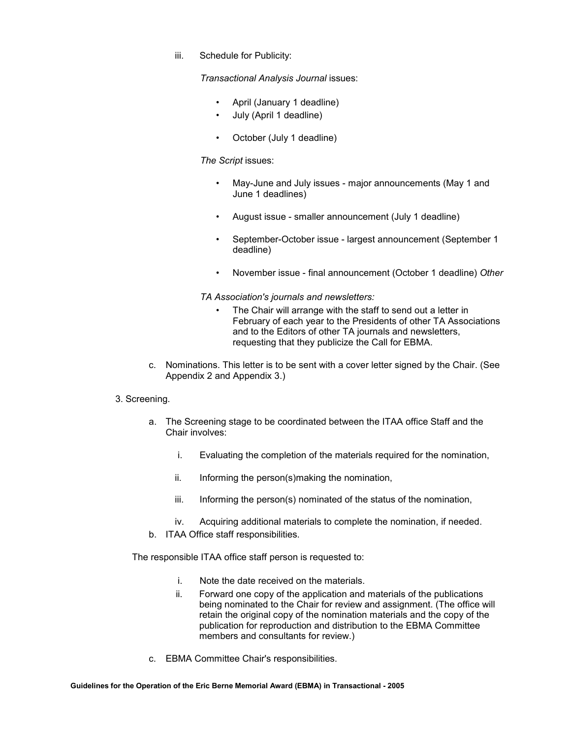iii. Schedule for Publicity:

*Transactional Analysis Journal* issues:

- April (January 1 deadline)
- July (April 1 deadline)
- October (July 1 deadline)

*The Script* issues:

- May-June and July issues - major announcements (May 1 and June 1 deadlines)
- August issue - smaller announcement (July 1 deadline)
- September-October issue - largest announcement (September 1 deadline)
- November issue - final announcement (October 1 deadline) *Other*

*TA Association's journals and newsletters:*

- The Chair will arrange with the staff to send out a letter in February of each year to the Presidents of other TA Associations and to the Editors of other TA journals and newsletters, requesting that they publicize the Call for EBMA.

c. Nominations. This letter is to be sent with a cover letter signed by the Chair. (See Appendix 2 and Appendix 3.)

3. Screening.

a. The Screening stage to be coordinated between the ITAA office Staff and the Chair involves:

i. Evaluating the completion of the materials required for the nomination,

ii. Informing the person(s)making the nomination,

iii. Informing the person(s) nominated of the status of the nomination,

iv. Acquiring additional materials to complete the nomination, if needed.

b. ITAA Office staff responsibilities.

The responsible ITAA office staff person is requested to:

i. Note the date received on the materials.

ii. Forward one copy of the application and materials of the publications being nominated to the Chair for review and assignment. (The office will retain the original copy of the nomination materials and the copy of the publication for reproduction and distribution to the EBMA Committee members and consultants for review.)

c. EBMA Committee Chair's responsibilities.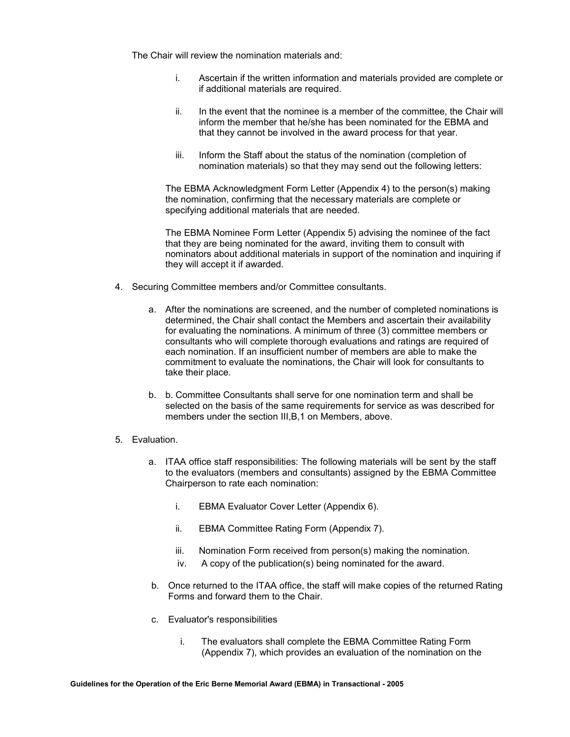The Chair will review the nomination materials and:

i. Ascertain if the written information and materials provided are complete or if additional materials are required.

ii. In the event that the nominee is a member of the committee, the Chair will inform the member that he/she has been nominated for the EBMA and that they cannot be involved in the award process for that year.

iii. Inform the Staff about the status of the nomination (completion of nomination materials) so that they may send out the following letters:

The EBMA Acknowledgment Form Letter (Appendix 4) to the person(s) making the nomination, confirming that the necessary materials are complete or specifying additional materials that are needed.

The EBMA Nominee Form Letter (Appendix 5) advising the nominee of the fact that they are being nominated for the award, inviting them to consult with nominators about additional materials in support of the nomination and inquiring if they will accept it if awarded.

4. Securing Committee members and/or Committee consultants.

   a. After the nominations are screened, and the number of completed nominations is determined, the Chair shall contact the Members and ascertain their availability for evaluating the nominations. A minimum of three (3) committee members or consultants who will complete thorough evaluations and ratings are required of each nomination. If an insufficient number of members are able to make the commitment to evaluate the nominations, the Chair will look for consultants to take their place.

   b. b. Committee Consultants shall serve for one nomination term and shall be selected on the basis of the same requirements for service as was described for members under the section III,B,1 on Members, above.

5. Evaluation.

   a. ITAA office staff responsibilities: The following materials will be sent by the staff to the evaluators (members and consultants) assigned by the EBMA Committee Chairperson to rate each nomination:

      i. EBMA Evaluator Cover Letter (Appendix 6).

      ii. EBMA Committee Rating Form (Appendix 7).

      iii. Nomination Form received from person(s) making the nomination.

      iv. A copy of the publication(s) being nominated for the award.

   b. Once returned to the ITAA office, the staff will make copies of the returned Rating Forms and forward them to the Chair.

   c. Evaluator's responsibilities

      i. The evaluators shall complete the EBMA Committee Rating Form (Appendix 7), which provides an evaluation of the nomination on the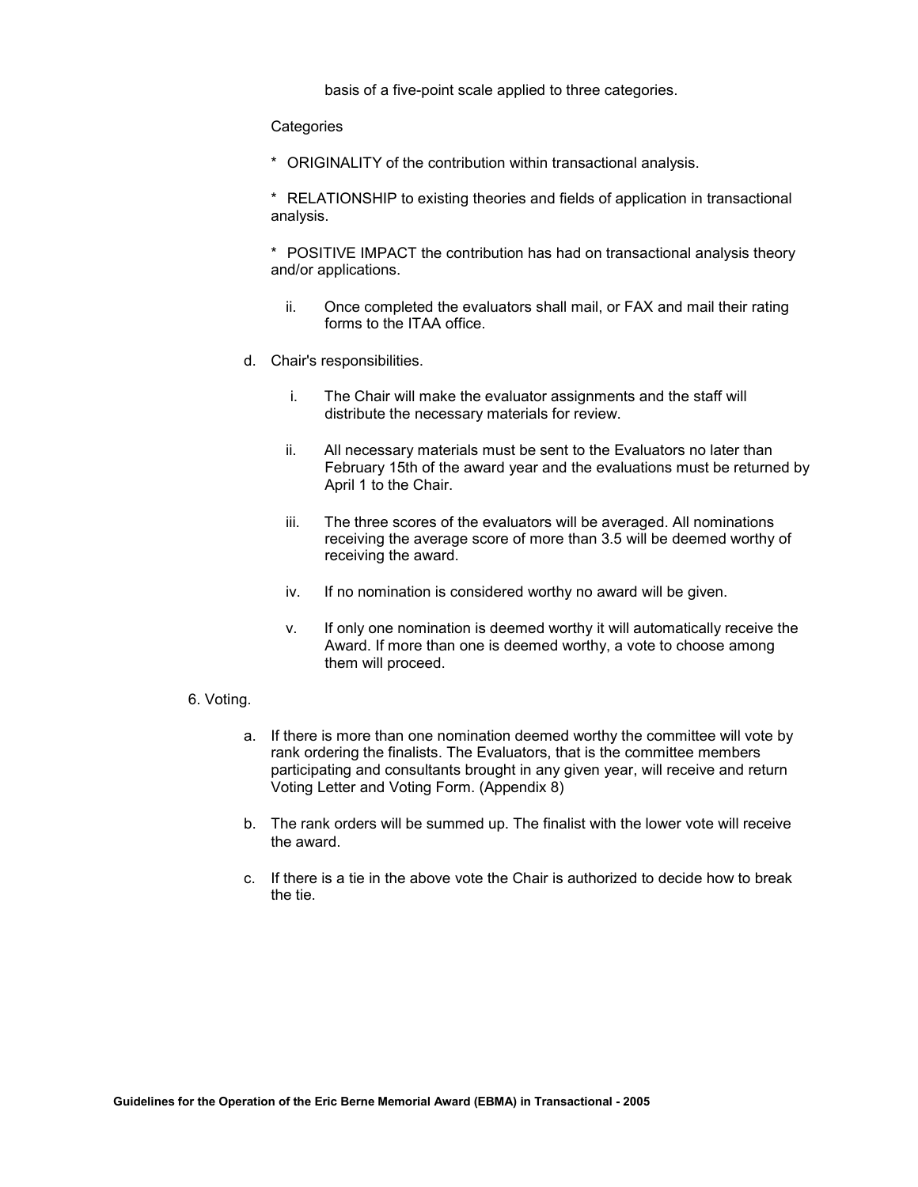basis of a five-point scale applied to three categories.

Categories

* ORIGINALITY of the contribution within transactional analysis.

* RELATIONSHIP to existing theories and fields of application in transactional analysis.

* POSITIVE IMPACT the contribution has had on transactional analysis theory and/or applications.

ii. Once completed the evaluators shall mail, or FAX and mail their rating forms to the ITAA office.

d. Chair's responsibilities.

i. The Chair will make the evaluator assignments and the staff will distribute the necessary materials for review.

ii. All necessary materials must be sent to the Evaluators no later than February 15th of the award year and the evaluations must be returned by April 1 to the Chair.

iii. The three scores of the evaluators will be averaged. All nominations receiving the average score of more than 3.5 will be deemed worthy of receiving the award.

iv. If no nomination is considered worthy no award will be given.

v. If only one nomination is deemed worthy it will automatically receive the Award. If more than one is deemed worthy, a vote to choose among them will proceed.

6. Voting.

a. If there is more than one nomination deemed worthy the committee will vote by rank ordering the finalists. The Evaluators, that is the committee members participating and consultants brought in any given year, will receive and return Voting Letter and Voting Form. (Appendix 8)

b. The rank orders will be summed up. The finalist with the lower vote will receive the award.

c. If there is a tie in the above vote the Chair is authorized to decide how to break the tie.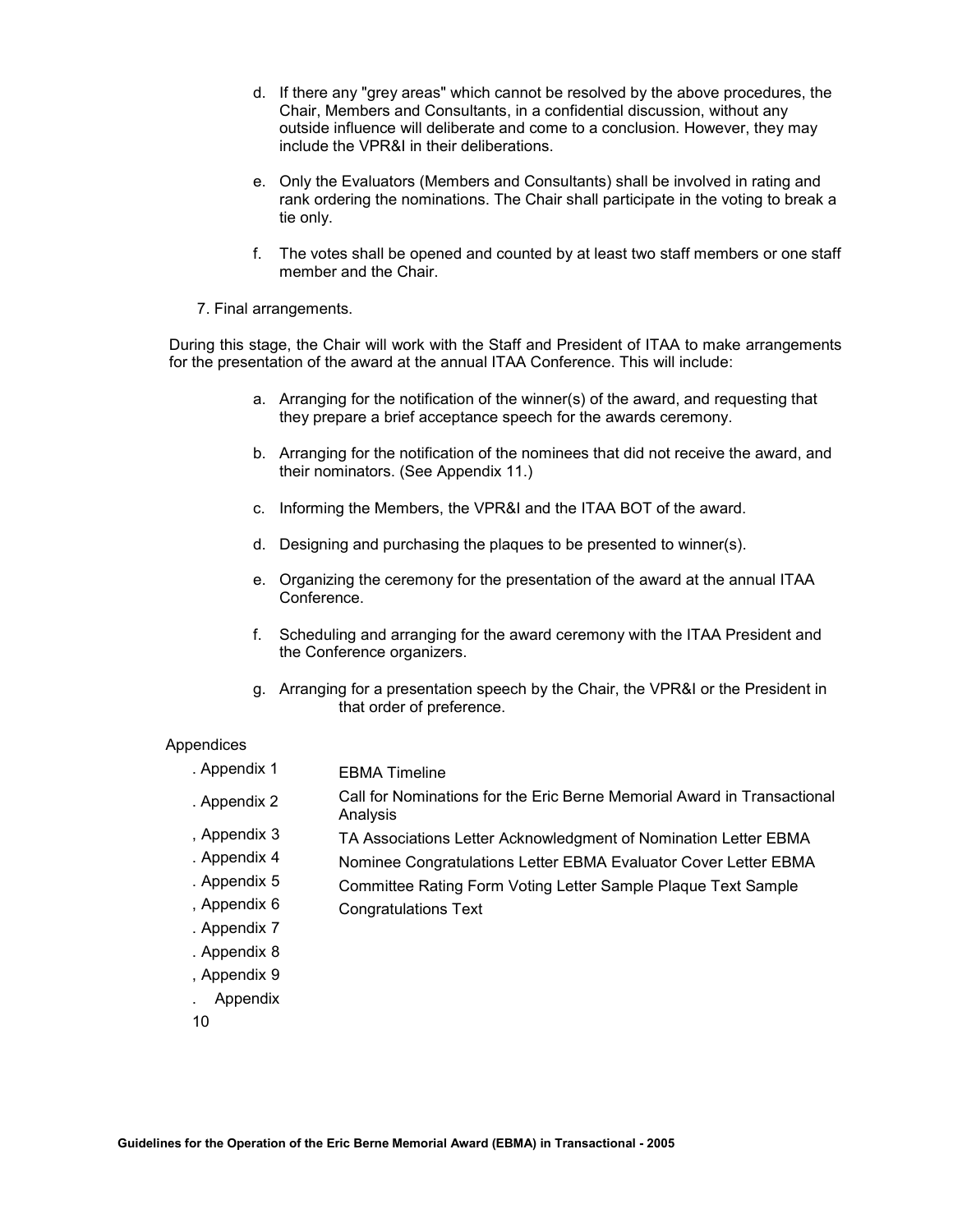d. If there any "grey areas" which cannot be resolved by the above procedures, the Chair, Members and Consultants, in a confidential discussion, without any outside influence will deliberate and come to a conclusion. However, they may include the VPR&I in their deliberations.

e. Only the Evaluators (Members and Consultants) shall be involved in rating and rank ordering the nominations. The Chair shall participate in the voting to break a tie only.

f. The votes shall be opened and counted by at least two staff members or one staff member and the Chair.

7. Final arrangements.

During this stage, the Chair will work with the Staff and President of ITAA to make arrangements for the presentation of the award at the annual ITAA Conference. This will include:

a. Arranging for the notification of the winner(s) of the award, and requesting that they prepare a brief acceptance speech for the awards ceremony.

b. Arranging for the notification of the nominees that did not receive the award, and their nominators. (See Appendix 11.)

c. Informing the Members, the VPR&I and the ITAA BOT of the award.

d. Designing and purchasing the plaques to be presented to winner(s).

e. Organizing the ceremony for the presentation of the award at the annual ITAA Conference.

f. Scheduling and arranging for the award ceremony with the ITAA President and the Conference organizers.

g. Arranging for a presentation speech by the Chair, the VPR&I or the President in that order of preference.

Appendices

. Appendix 1 EBMA Timeline

. Appendix 2 Call for Nominations for the Eric Berne Memorial Award in Transactional Analysis

, Appendix 3 TA Associations Letter Acknowledgment of Nomination Letter EBMA

. Appendix 4 Nominee Congratulations Letter EBMA Evaluator Cover Letter EBMA

. Appendix 5 Committee Rating Form Voting Letter Sample Plaque Text Sample

, Appendix 6 Congratulations Text

. Appendix 7

. Appendix 8

, Appendix 9

. Appendix 10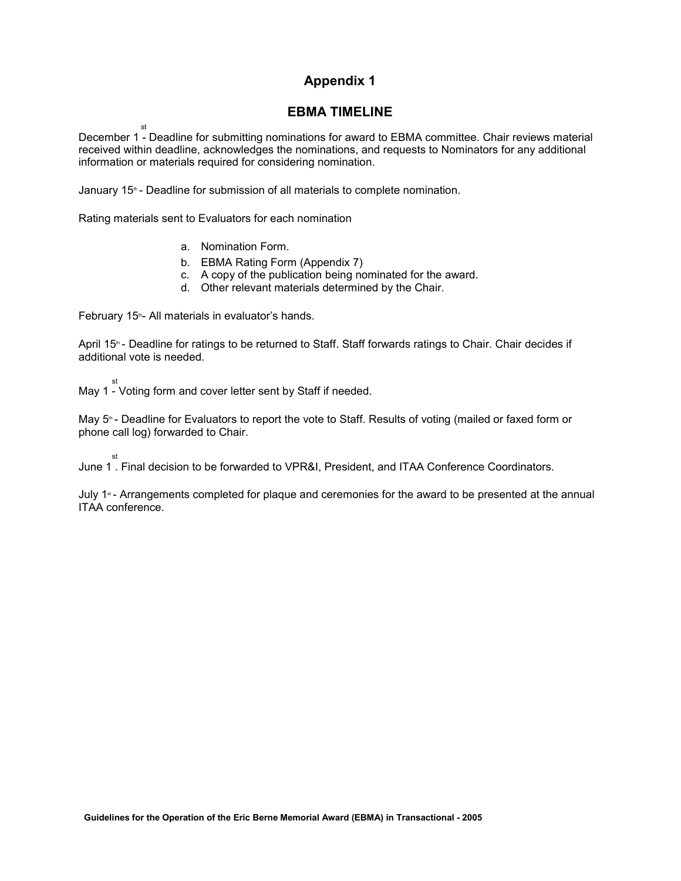# Appendix 1

## EBMA TIMELINE

December 1st - Deadline for submitting nominations for award to EBMA committee. Chair reviews material received within deadline, acknowledges the nominations, and requests to Nominators for any additional information or materials required for considering nomination.

January 15th - Deadline for submission of all materials to complete nomination.

Rating materials sent to Evaluators for each nomination

a. Nomination Form.
b. EBMA Rating Form (Appendix 7)
c. A copy of the publication being nominated for the award.
d. Other relevant materials determined by the Chair.

February 15th- All materials in evaluator's hands.

April 15th - Deadline for ratings to be returned to Staff. Staff forwards ratings to Chair. Chair decides if additional vote is needed.

May 1st - Voting form and cover letter sent by Staff if needed.

May 5th - Deadline for Evaluators to report the vote to Staff. Results of voting (mailed or faxed form or phone call log) forwarded to Chair.

June 1st. Final decision to be forwarded to VPR&I, President, and ITAA Conference Coordinators.

July 1st - Arrangements completed for plaque and ceremonies for the award to be presented at the annual ITAA conference.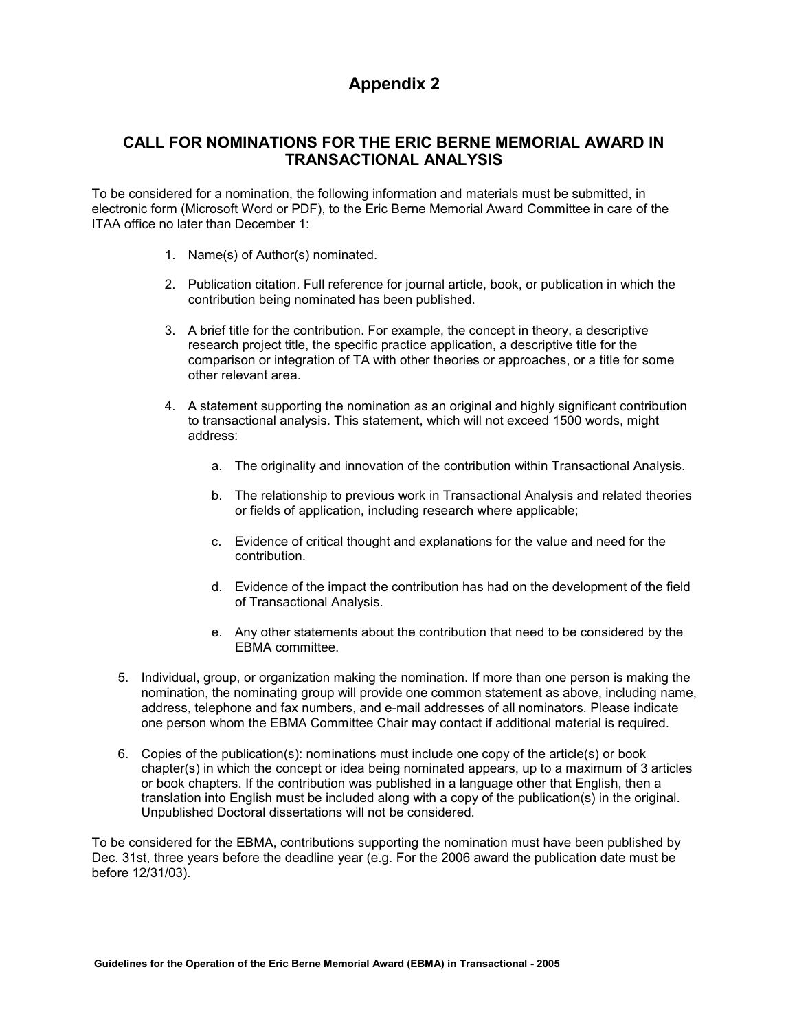# Appendix 2

## CALL FOR NOMINATIONS FOR THE ERIC BERNE MEMORIAL AWARD IN TRANSACTIONAL ANALYSIS

To be considered for a nomination, the following information and materials must be submitted, in electronic form (Microsoft Word or PDF), to the Eric Berne Memorial Award Committee in care of the ITAA office no later than December 1:

1. Name(s) of Author(s) nominated.

2. Publication citation. Full reference for journal article, book, or publication in which the contribution being nominated has been published.

3. A brief title for the contribution. For example, the concept in theory, a descriptive research project title, the specific practice application, a descriptive title for the comparison or integration of TA with other theories or approaches, or a title for some other relevant area.

4. A statement supporting the nomination as an original and highly significant contribution to transactional analysis. This statement, which will not exceed 1500 words, might address:

    a. The originality and innovation of the contribution within Transactional Analysis.

    b. The relationship to previous work in Transactional Analysis and related theories or fields of application, including research where applicable;

    c. Evidence of critical thought and explanations for the value and need for the contribution.

    d. Evidence of the impact the contribution has had on the development of the field of Transactional Analysis.

    e. Any other statements about the contribution that need to be considered by the EBMA committee.

5. Individual, group, or organization making the nomination. If more than one person is making the nomination, the nominating group will provide one common statement as above, including name, address, telephone and fax numbers, and e-mail addresses of all nominators. Please indicate one person whom the EBMA Committee Chair may contact if additional material is required.

6. Copies of the publication(s): nominations must include one copy of the article(s) or book chapter(s) in which the concept or idea being nominated appears, up to a maximum of 3 articles or book chapters. If the contribution was published in a language other that English, then a translation into English must be included along with a copy of the publication(s) in the original. Unpublished Doctoral dissertations will not be considered.

To be considered for the EBMA, contributions supporting the nomination must have been published by Dec. 31st, three years before the deadline year (e.g. For the 2006 award the publication date must be before 12/31/03).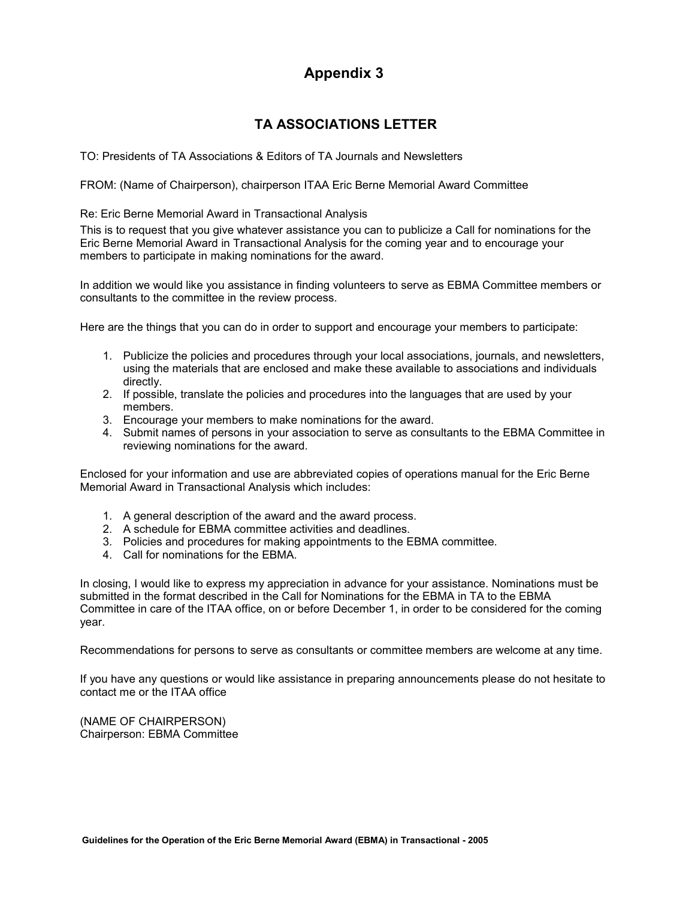# Appendix 3

## TA ASSOCIATIONS LETTER

TO: Presidents of TA Associations & Editors of TA Journals and Newsletters

FROM: (Name of Chairperson), chairperson ITAA Eric Berne Memorial Award Committee

Re: Eric Berne Memorial Award in Transactional Analysis

This is to request that you give whatever assistance you can to publicize a Call for nominations for the Eric Berne Memorial Award in Transactional Analysis for the coming year and to encourage your members to participate in making nominations for the award.

In addition we would like you assistance in finding volunteers to serve as EBMA Committee members or consultants to the committee in the review process.

Here are the things that you can do in order to support and encourage your members to participate:

1. Publicize the policies and procedures through your local associations, journals, and newsletters, using the materials that are enclosed and make these available to associations and individuals directly.
2. If possible, translate the policies and procedures into the languages that are used by your members.
3. Encourage your members to make nominations for the award.
4. Submit names of persons in your association to serve as consultants to the EBMA Committee in reviewing nominations for the award.

Enclosed for your information and use are abbreviated copies of operations manual for the Eric Berne Memorial Award in Transactional Analysis which includes:

1. A general description of the award and the award process.
2. A schedule for EBMA committee activities and deadlines.
3. Policies and procedures for making appointments to the EBMA committee.
4. Call for nominations for the EBMA.

In closing, I would like to express my appreciation in advance for your assistance. Nominations must be submitted in the format described in the Call for Nominations for the EBMA in TA to the EBMA Committee in care of the ITAA office, on or before December 1, in order to be considered for the coming year.

Recommendations for persons to serve as consultants or committee members are welcome at any time.

If you have any questions or would like assistance in preparing announcements please do not hesitate to contact me or the ITAA office

(NAME OF CHAIRPERSON)
Chairperson: EBMA Committee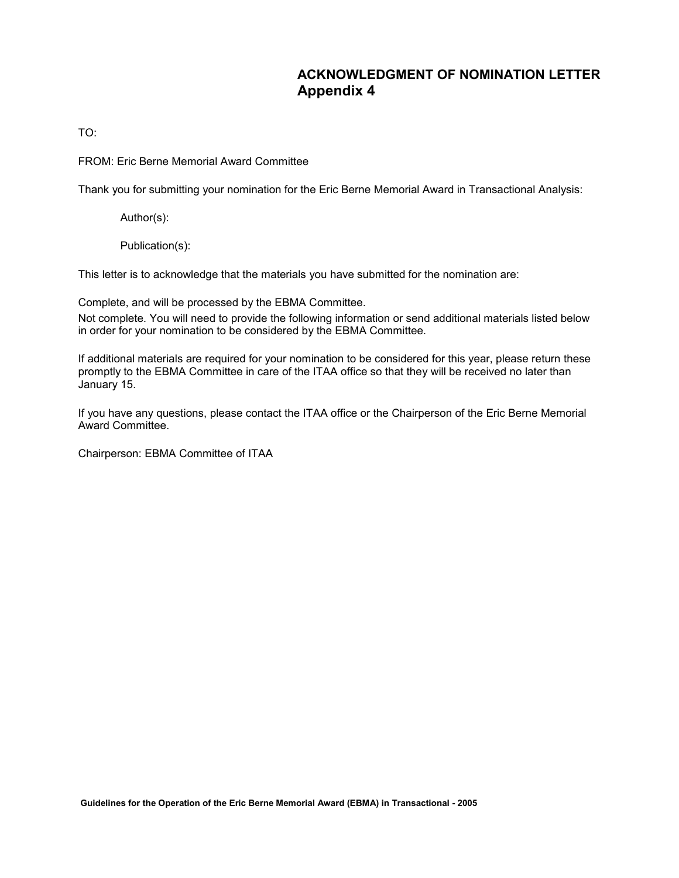## ACKNOWLEDGMENT OF NOMINATION LETTER
## Appendix 4

TO:

FROM: Eric Berne Memorial Award Committee

Thank you for submitting your nomination for the Eric Berne Memorial Award in Transactional Analysis:

> Author(s):
>
> Publication(s):

This letter is to acknowledge that the materials you have submitted for the nomination are:

Complete, and will be processed by the EBMA Committee.

Not complete. You will need to provide the following information or send additional materials listed below in order for your nomination to be considered by the EBMA Committee.

If additional materials are required for your nomination to be considered for this year, please return these promptly to the EBMA Committee in care of the ITAA office so that they will be received no later than January 15.

If you have any questions, please contact the ITAA office or the Chairperson of the Eric Berne Memorial Award Committee.

Chairperson: EBMA Committee of ITAA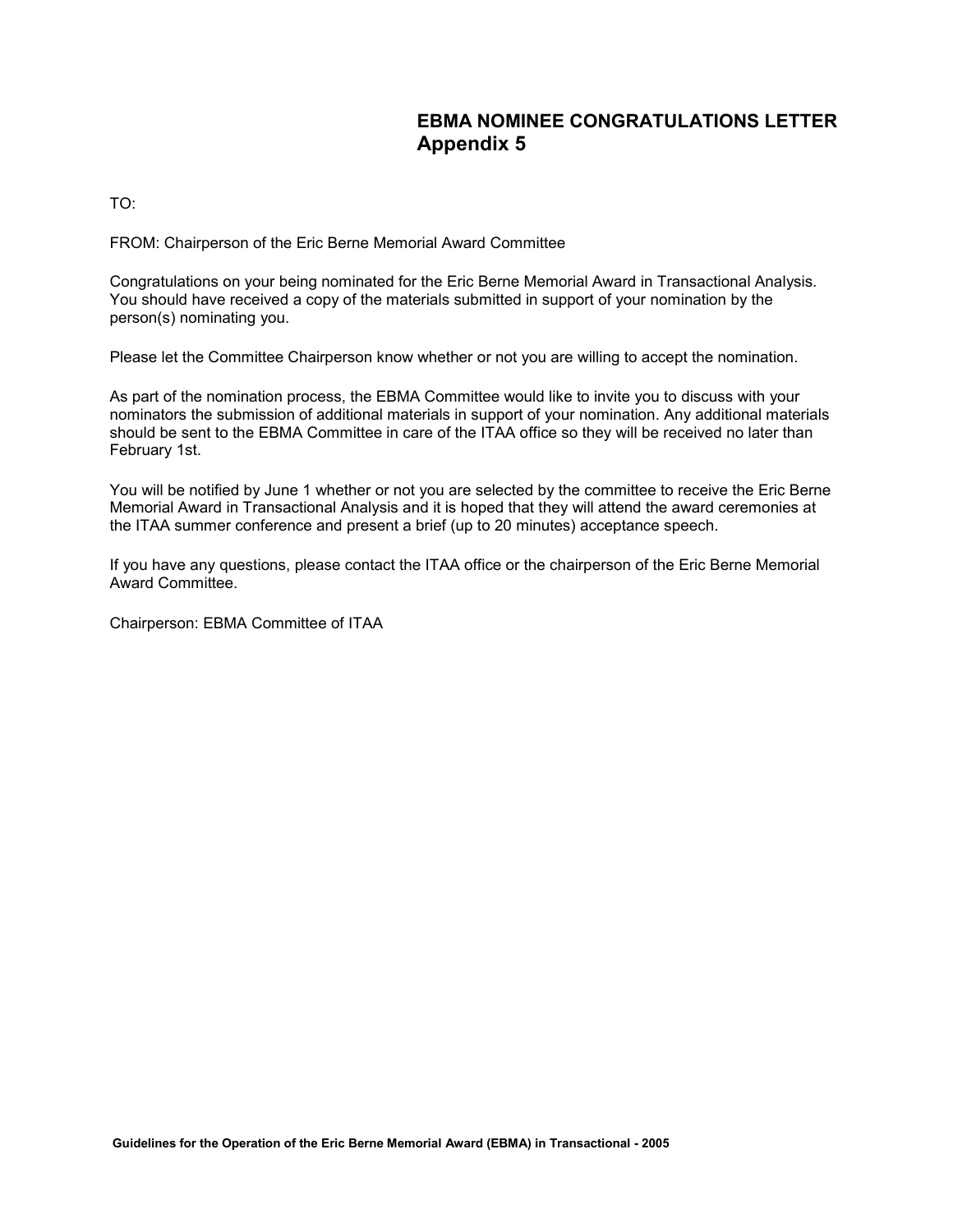## EBMA NOMINEE CONGRATULATIONS LETTER
## Appendix 5

TO:

FROM: Chairperson of the Eric Berne Memorial Award Committee

Congratulations on your being nominated for the Eric Berne Memorial Award in Transactional Analysis. You should have received a copy of the materials submitted in support of your nomination by the person(s) nominating you.

Please let the Committee Chairperson know whether or not you are willing to accept the nomination.

As part of the nomination process, the EBMA Committee would like to invite you to discuss with your nominators the submission of additional materials in support of your nomination. Any additional materials should be sent to the EBMA Committee in care of the ITAA office so they will be received no later than February 1st.

You will be notified by June 1 whether or not you are selected by the committee to receive the Eric Berne Memorial Award in Transactional Analysis and it is hoped that they will attend the award ceremonies at the ITAA summer conference and present a brief (up to 20 minutes) acceptance speech.

If you have any questions, please contact the ITAA office or the chairperson of the Eric Berne Memorial Award Committee.

Chairperson: EBMA Committee of ITAA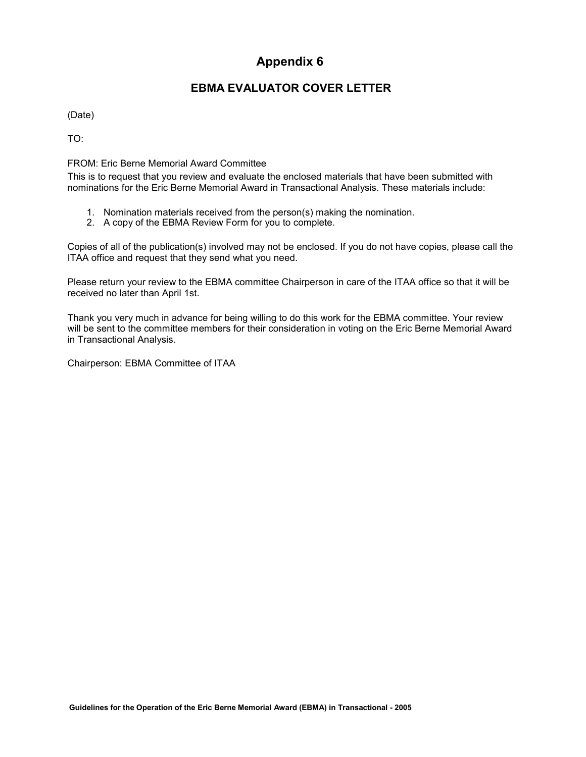# Appendix 6

## EBMA EVALUATOR COVER LETTER

(Date)

TO:

FROM: Eric Berne Memorial Award Committee

This is to request that you review and evaluate the enclosed materials that have been submitted with nominations for the Eric Berne Memorial Award in Transactional Analysis. These materials include:

1. Nomination materials received from the person(s) making the nomination.
2. A copy of the EBMA Review Form for you to complete.

Copies of all of the publication(s) involved may not be enclosed. If you do not have copies, please call the ITAA office and request that they send what you need.

Please return your review to the EBMA committee Chairperson in care of the ITAA office so that it will be received no later than April 1st.

Thank you very much in advance for being willing to do this work for the EBMA committee. Your review will be sent to the committee members for their consideration in voting on the Eric Berne Memorial Award in Transactional Analysis.

Chairperson: EBMA Committee of ITAA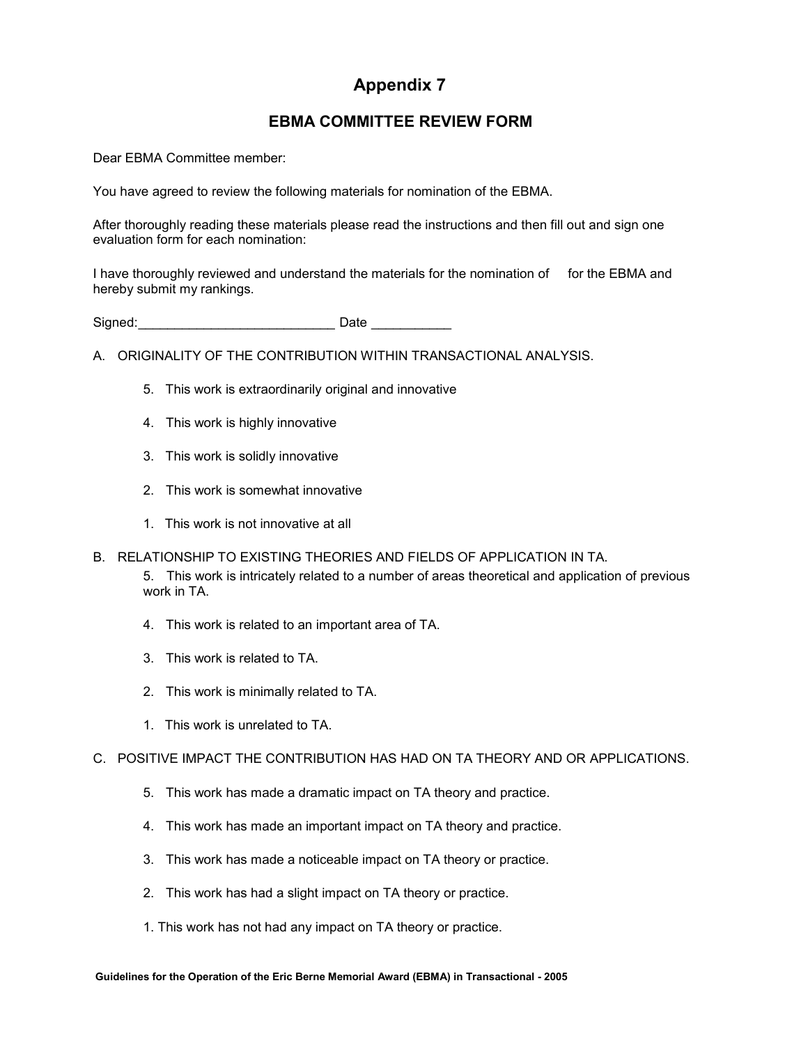# Appendix 7

## EBMA COMMITTEE REVIEW FORM

Dear EBMA Committee member:

You have agreed to review the following materials for nomination of the EBMA.

After thoroughly reading these materials please read the instructions and then fill out and sign one evaluation form for each nomination:

I have thoroughly reviewed and understand the materials for the nomination of      for the EBMA and hereby submit my rankings.

Signed:___________________________ Date ___________

A. ORIGINALITY OF THE CONTRIBUTION WITHIN TRANSACTIONAL ANALYSIS.

5. This work is extraordinarily original and innovative

4. This work is highly innovative

3. This work is solidly innovative

2. This work is somewhat innovative

1. This work is not innovative at all

B. RELATIONSHIP TO EXISTING THEORIES AND FIELDS OF APPLICATION IN TA.

5. This work is intricately related to a number of areas theoretical and application of previous work in TA.

4. This work is related to an important area of TA.

3. This work is related to TA.

2. This work is minimally related to TA.

1. This work is unrelated to TA.

C. POSITIVE IMPACT THE CONTRIBUTION HAS HAD ON TA THEORY AND OR APPLICATIONS.

5. This work has made a dramatic impact on TA theory and practice.

4. This work has made an important impact on TA theory and practice.

3. This work has made a noticeable impact on TA theory or practice.

2. This work has had a slight impact on TA theory or practice.

1. This work has not had any impact on TA theory or practice.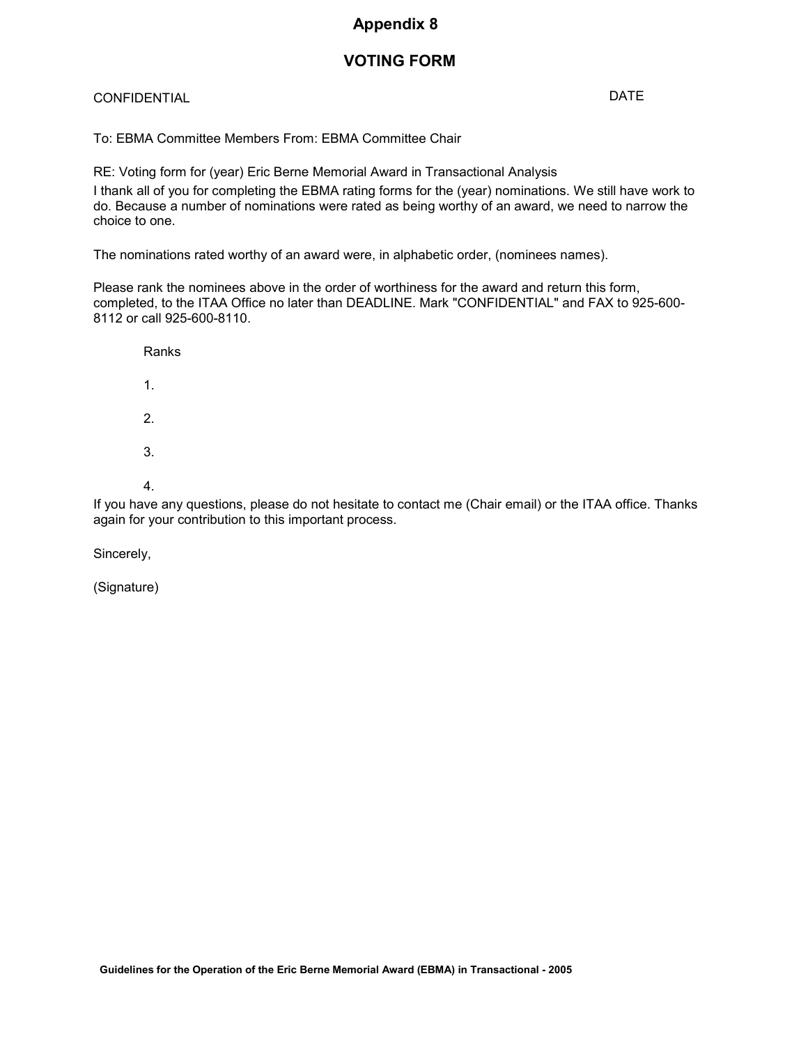# Appendix 8

## VOTING FORM

CONFIDENTIAL

DATE

To: EBMA Committee Members From: EBMA Committee Chair

RE: Voting form for (year) Eric Berne Memorial Award in Transactional Analysis

I thank all of you for completing the EBMA rating forms for the (year) nominations. We still have work to do. Because a number of nominations were rated as being worthy of an award, we need to narrow the choice to one.

The nominations rated worthy of an award were, in alphabetic order, (nominees names).

Please rank the nominees above in the order of worthiness for the award and return this form, completed, to the ITAA Office no later than DEADLINE. Mark "CONFIDENTIAL" and FAX to 925-600-8112 or call 925-600-8110.

Ranks

1.

2.

3.

4.

If you have any questions, please do not hesitate to contact me (Chair email) or the ITAA office. Thanks again for your contribution to this important process.

Sincerely,

(Signature)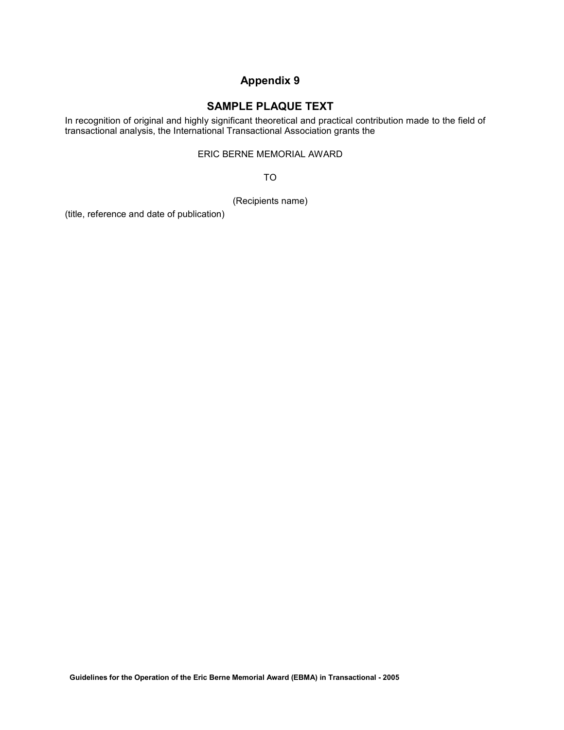## Appendix 9

## SAMPLE PLAQUE TEXT

In recognition of original and highly significant theoretical and practical contribution made to the field of transactional analysis, the International Transactional Association grants the

ERIC BERNE MEMORIAL AWARD

TO

(Recipients name)

(title, reference and date of publication)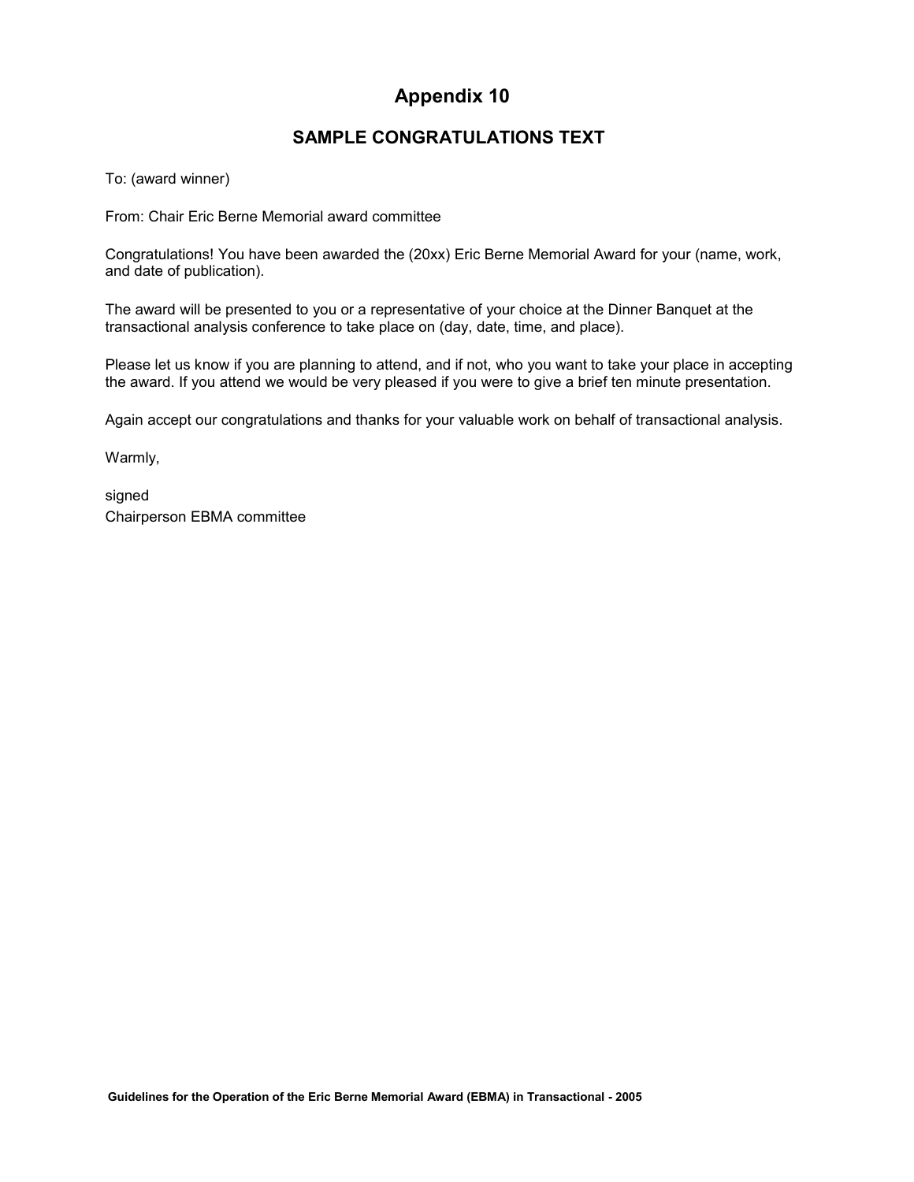# Appendix 10

## SAMPLE CONGRATULATIONS TEXT

To: (award winner)

From: Chair Eric Berne Memorial award committee

Congratulations! You have been awarded the (20xx) Eric Berne Memorial Award for your (name, work, and date of publication).

The award will be presented to you or a representative of your choice at the Dinner Banquet at the transactional analysis conference to take place on (day, date, time, and place).

Please let us know if you are planning to attend, and if not, who you want to take your place in accepting the award. If you attend we would be very pleased if you were to give a brief ten minute presentation.

Again accept our congratulations and thanks for your valuable work on behalf of transactional analysis.

Warmly,

signed
Chairperson EBMA committee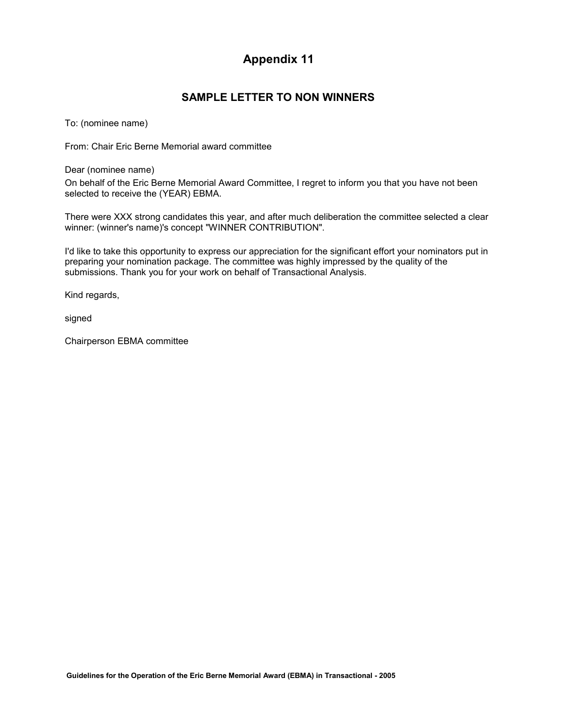# Appendix 11

## SAMPLE LETTER TO NON WINNERS

To: (nominee name)

From: Chair Eric Berne Memorial award committee

Dear (nominee name)

On behalf of the Eric Berne Memorial Award Committee, I regret to inform you that you have not been selected to receive the (YEAR) EBMA.

There were XXX strong candidates this year, and after much deliberation the committee selected a clear winner: (winner's name)'s concept "WINNER CONTRIBUTION".

I'd like to take this opportunity to express our appreciation for the significant effort your nominators put in preparing your nomination package. The committee was highly impressed by the quality of the submissions. Thank you for your work on behalf of Transactional Analysis.

Kind regards,

signed

Chairperson EBMA committee